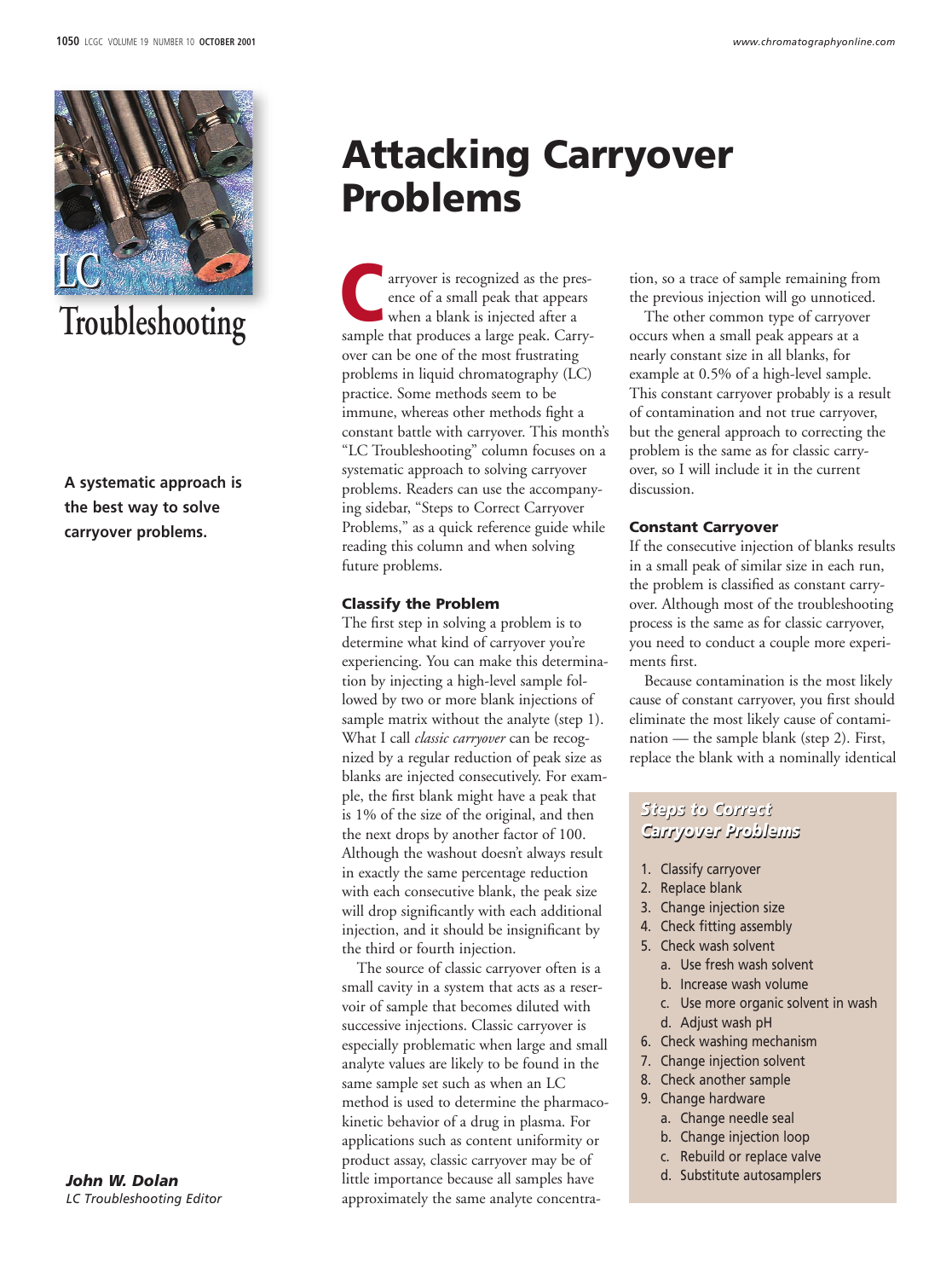LC Troubleshooting

# Attacking Carryover Problems

**A systematic approach is the best way to solve carryover problems.**

***John W. Dolan***
*LC Troubleshooting Editor*

Carryover is recognized as the presence of a small peak that appears when a blank is injected after a sample that produces a large peak. Carryover can be one of the most frustrating problems in liquid chromatography (LC) practice. Some methods seem to be immune, whereas other methods fight a constant battle with carryover. This month's "LC Troubleshooting" column focuses on a systematic approach to solving carryover problems. Readers can use the accompanying sidebar, "Steps to Correct Carryover Problems," as a quick reference guide while reading this column and when solving future problems.

### Classify the Problem

The first step in solving a problem is to determine what kind of carryover you're experiencing. You can make this determination by injecting a high-level sample followed by two or more blank injections of sample matrix without the analyte (step 1). What I call *classic carryover* can be recognized by a regular reduction of peak size as blanks are injected consecutively. For example, the first blank might have a peak that is 1% of the size of the original, and then the next drops by another factor of 100. Although the washout doesn't always result in exactly the same percentage reduction with each consecutive blank, the peak size will drop significantly with each additional injection, and it should be insignificant by the third or fourth injection.

The source of classic carryover often is a small cavity in a system that acts as a reservoir of sample that becomes diluted with successive injections. Classic carryover is especially problematic when large and small analyte values are likely to be found in the same sample set such as when an LC method is used to determine the pharmacokinetic behavior of a drug in plasma. For applications such as content uniformity or product assay, classic carryover may be of little importance because all samples have approximately the same analyte concentration, so a trace of sample remaining from the previous injection will go unnoticed.

The other common type of carryover occurs when a small peak appears at a nearly constant size in all blanks, for example at 0.5% of a high-level sample. This constant carryover probably is a result of contamination and not true carryover, but the general approach to correcting the problem is the same as for classic carryover, so I will include it in the current discussion.

### Constant Carryover

If the consecutive injection of blanks results in a small peak of similar size in each run, the problem is classified as constant carryover. Although most of the troubleshooting process is the same as for classic carryover, you need to conduct a couple more experiments first.

Because contamination is the most likely cause of constant carryover, you first should eliminate the most likely cause of contamination — the sample blank (step 2). First, replace the blank with a nominally identical

> ***Steps to Correct Carryover Problems***
>
> 1. Classify carryover
> 2. Replace blank
> 3. Change injection size
> 4. Check fitting assembly
> 5. Check wash solvent
>    a. Use fresh wash solvent
>    b. Increase wash volume
>    c. Use more organic solvent in wash
>    d. Adjust wash pH
> 6. Check washing mechanism
> 7. Change injection solvent
> 8. Check another sample
> 9. Change hardware
>    a. Change needle seal
>    b. Change injection loop
>    c. Rebuild or replace valve
>    d. Substitute autosamplers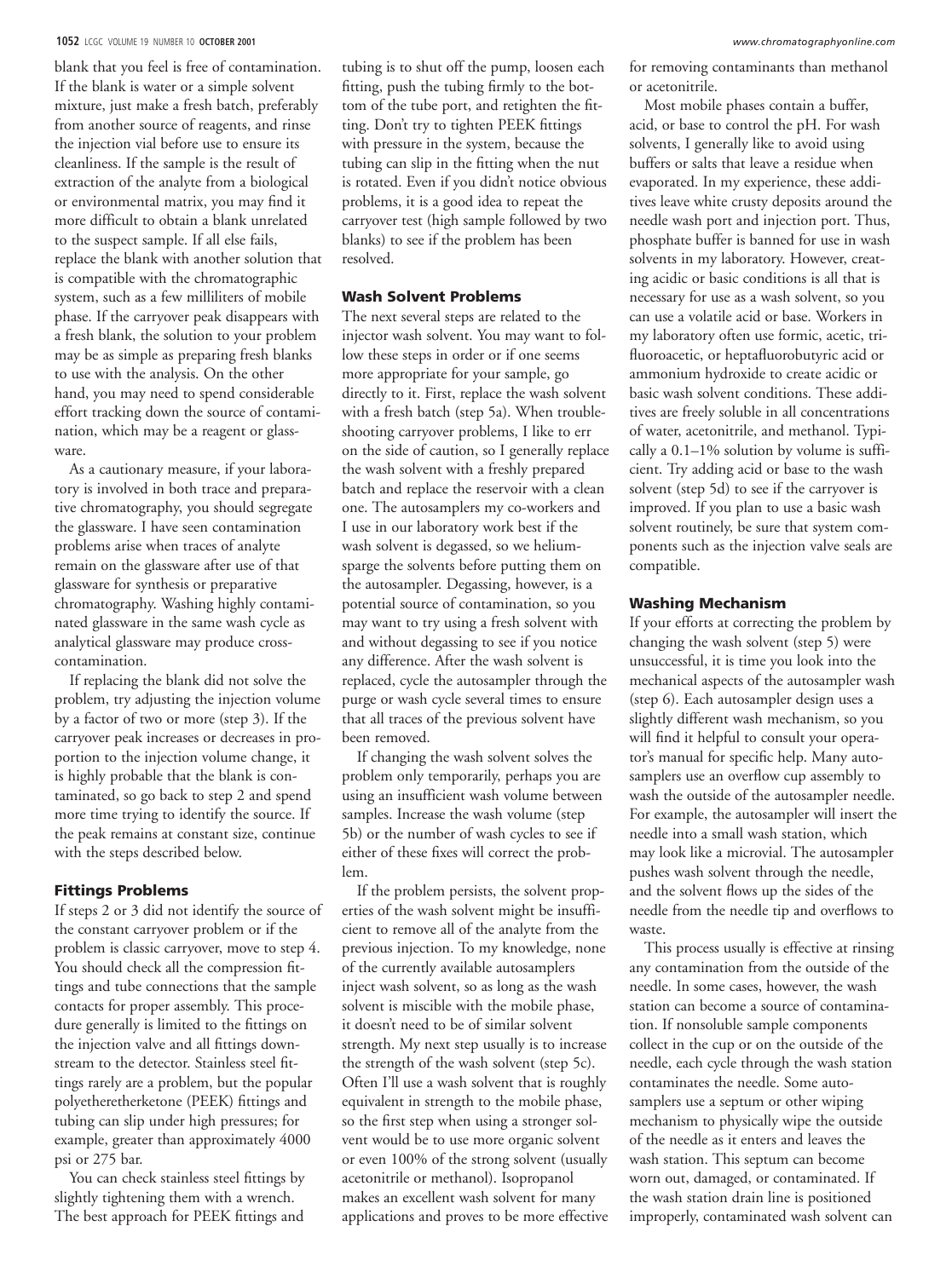blank that you feel is free of contamination. If the blank is water or a simple solvent mixture, just make a fresh batch, preferably from another source of reagents, and rinse the injection vial before use to ensure its cleanliness. If the sample is the result of extraction of the analyte from a biological or environmental matrix, you may find it more difficult to obtain a blank unrelated to the suspect sample. If all else fails, replace the blank with another solution that is compatible with the chromatographic system, such as a few milliliters of mobile phase. If the carryover peak disappears with a fresh blank, the solution to your problem may be as simple as preparing fresh blanks to use with the analysis. On the other hand, you may need to spend considerable effort tracking down the source of contamination, which may be a reagent or glassware.

As a cautionary measure, if your laboratory is involved in both trace and preparative chromatography, you should segregate the glassware. I have seen contamination problems arise when traces of analyte remain on the glassware after use of that glassware for synthesis or preparative chromatography. Washing highly contaminated glassware in the same wash cycle as analytical glassware may produce cross-contamination.

If replacing the blank did not solve the problem, try adjusting the injection volume by a factor of two or more (step 3). If the carryover peak increases or decreases in proportion to the injection volume change, it is highly probable that the blank is contaminated, so go back to step 2 and spend more time trying to identify the source. If the peak remains at constant size, continue with the steps described below.

## Fittings Problems

If steps 2 or 3 did not identify the source of the constant carryover problem or if the problem is classic carryover, move to step 4. You should check all the compression fittings and tube connections that the sample contacts for proper assembly. This procedure generally is limited to the fittings on the injection valve and all fittings downstream to the detector. Stainless steel fittings rarely are a problem, but the popular polyetheretherketone (PEEK) fittings and tubing can slip under high pressures; for example, greater than approximately 4000 psi or 275 bar.

You can check stainless steel fittings by slightly tightening them with a wrench. The best approach for PEEK fittings and tubing is to shut off the pump, loosen each fitting, push the tubing firmly to the bottom of the tube port, and retighten the fitting. Don't try to tighten PEEK fittings with pressure in the system, because the tubing can slip in the fitting when the nut is rotated. Even if you didn't notice obvious problems, it is a good idea to repeat the carryover test (high sample followed by two blanks) to see if the problem has been resolved.

## Wash Solvent Problems

The next several steps are related to the injector wash solvent. You may want to follow these steps in order or if one seems more appropriate for your sample, go directly to it. First, replace the wash solvent with a fresh batch (step 5a). When troubleshooting carryover problems, I like to err on the side of caution, so I generally replace the wash solvent with a freshly prepared batch and replace the reservoir with a clean one. The autosamplers my co-workers and I use in our laboratory work best if the wash solvent is degassed, so we helium-sparge the solvents before putting them on the autosampler. Degassing, however, is a potential source of contamination, so you may want to try using a fresh solvent with and without degassing to see if you notice any difference. After the wash solvent is replaced, cycle the autosampler through the purge or wash cycle several times to ensure that all traces of the previous solvent have been removed.

If changing the wash solvent solves the problem only temporarily, perhaps you are using an insufficient wash volume between samples. Increase the wash volume (step 5b) or the number of wash cycles to see if either of these fixes will correct the problem.

If the problem persists, the solvent properties of the wash solvent might be insufficient to remove all of the analyte from the previous injection. To my knowledge, none of the currently available autosamplers inject wash solvent, so as long as the wash solvent is miscible with the mobile phase, it doesn't need to be of similar solvent strength. My next step usually is to increase the strength of the wash solvent (step 5c). Often I'll use a wash solvent that is roughly equivalent in strength to the mobile phase, so the first step when using a stronger solvent would be to use more organic solvent or even 100% of the strong solvent (usually acetonitrile or methanol). Isopropanol makes an excellent wash solvent for many applications and proves to be more effective for removing contaminants than methanol or acetonitrile.

Most mobile phases contain a buffer, acid, or base to control the pH. For wash solvents, I generally like to avoid using buffers or salts that leave a residue when evaporated. In my experience, these additives leave white crusty deposits around the needle wash port and injection port. Thus, phosphate buffer is banned for use in wash solvents in my laboratory. However, creating acidic or basic conditions is all that is necessary for use as a wash solvent, so you can use a volatile acid or base. Workers in my laboratory often use formic, acetic, trifluoroacetic, or heptafluorobutyric acid or ammonium hydroxide to create acidic or basic wash solvent conditions. These additives are freely soluble in all concentrations of water, acetonitrile, and methanol. Typically a 0.1–1% solution by volume is sufficient. Try adding acid or base to the wash solvent (step 5d) to see if the carryover is improved. If you plan to use a basic wash solvent routinely, be sure that system components such as the injection valve seals are compatible.

## Washing Mechanism

If your efforts at correcting the problem by changing the wash solvent (step 5) were unsuccessful, it is time you look into the mechanical aspects of the autosampler wash (step 6). Each autosampler design uses a slightly different wash mechanism, so you will find it helpful to consult your operator's manual for specific help. Many autosamplers use an overflow cup assembly to wash the outside of the autosampler needle. For example, the autosampler will insert the needle into a small wash station, which may look like a microvial. The autosampler pushes wash solvent through the needle, and the solvent flows up the sides of the needle from the needle tip and overflows to waste.

This process usually is effective at rinsing any contamination from the outside of the needle. In some cases, however, the wash station can become a source of contamination. If nonsoluble sample components collect in the cup or on the outside of the needle, each cycle through the wash station contaminates the needle. Some autosamplers use a septum or other wiping mechanism to physically wipe the outside of the needle as it enters and leaves the wash station. This septum can become worn out, damaged, or contaminated. If the wash station drain line is positioned improperly, contaminated wash solvent can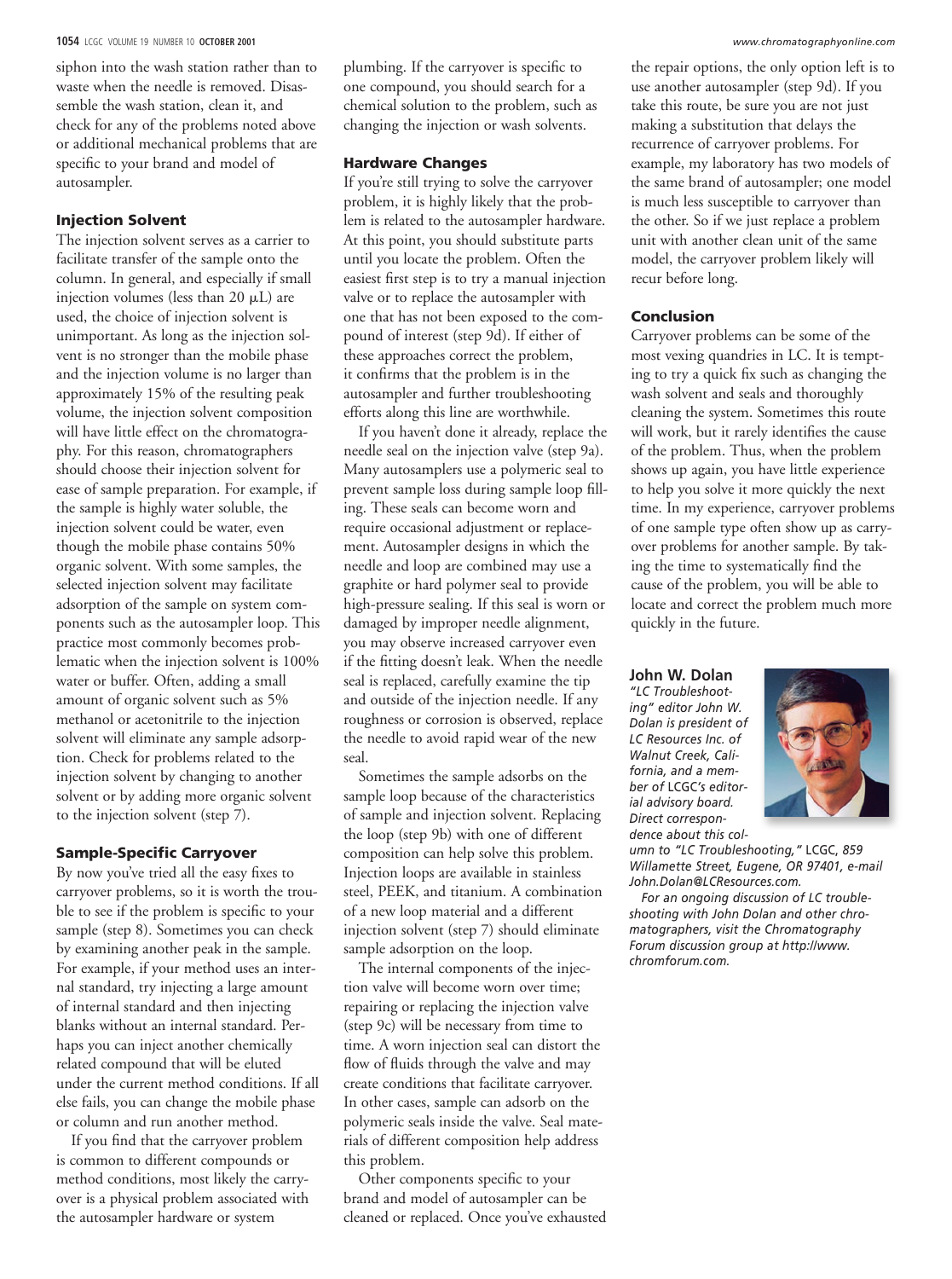siphon into the wash station rather than to waste when the needle is removed. Disassemble the wash station, clean it, and check for any of the problems noted above or additional mechanical problems that are specific to your brand and model of autosampler.

### Injection Solvent

The injection solvent serves as a carrier to facilitate transfer of the sample onto the column. In general, and especially if small injection volumes (less than 20 μL) are used, the choice of injection solvent is unimportant. As long as the injection solvent is no stronger than the mobile phase and the injection volume is no larger than approximately 15% of the resulting peak volume, the injection solvent composition will have little effect on the chromatography. For this reason, chromatographers should choose their injection solvent for ease of sample preparation. For example, if the sample is highly water soluble, the injection solvent could be water, even though the mobile phase contains 50% organic solvent. With some samples, the selected injection solvent may facilitate adsorption of the sample on system components such as the autosampler loop. This practice most commonly becomes problematic when the injection solvent is 100% water or buffer. Often, adding a small amount of organic solvent such as 5% methanol or acetonitrile to the injection solvent will eliminate any sample adsorption. Check for problems related to the injection solvent by changing to another solvent or by adding more organic solvent to the injection solvent (step 7).

### Sample-Specific Carryover

By now you've tried all the easy fixes to carryover problems, so it is worth the trouble to see if the problem is specific to your sample (step 8). Sometimes you can check by examining another peak in the sample. For example, if your method uses an internal standard, try injecting a large amount of internal standard and then injecting blanks without an internal standard. Perhaps you can inject another chemically related compound that will be eluted under the current method conditions. If all else fails, you can change the mobile phase or column and run another method.

If you find that the carryover problem is common to different compounds or method conditions, most likely the carryover is a physical problem associated with the autosampler hardware or system plumbing. If the carryover is specific to one compound, you should search for a chemical solution to the problem, such as changing the injection or wash solvents.

### Hardware Changes

If you're still trying to solve the carryover problem, it is highly likely that the problem is related to the autosampler hardware. At this point, you should substitute parts until you locate the problem. Often the easiest first step is to try a manual injection valve or to replace the autosampler with one that has not been exposed to the compound of interest (step 9d). If either of these approaches correct the problem, it confirms that the problem is in the autosampler and further troubleshooting efforts along this line are worthwhile.

If you haven't done it already, replace the needle seal on the injection valve (step 9a). Many autosamplers use a polymeric seal to prevent sample loss during sample loop filling. These seals can become worn and require occasional adjustment or replacement. Autosampler designs in which the needle and loop are combined may use a graphite or hard polymer seal to provide high-pressure sealing. If this seal is worn or damaged by improper needle alignment, you may observe increased carryover even if the fitting doesn't leak. When the needle seal is replaced, carefully examine the tip and outside of the injection needle. If any roughness or corrosion is observed, replace the needle to avoid rapid wear of the new seal.

Sometimes the sample adsorbs on the sample loop because of the characteristics of sample and injection solvent. Replacing the loop (step 9b) with one of different composition can help solve this problem. Injection loops are available in stainless steel, PEEK, and titanium. A combination of a new loop material and a different injection solvent (step 7) should eliminate sample adsorption on the loop.

The internal components of the injection valve will become worn over time; repairing or replacing the injection valve (step 9c) will be necessary from time to time. A worn injection seal can distort the flow of fluids through the valve and may create conditions that facilitate carryover. In other cases, sample can adsorb on the polymeric seals inside the valve. Seal materials of different composition help address this problem.

Other components specific to your brand and model of autosampler can be cleaned or replaced. Once you've exhausted the repair options, the only option left is to use another autosampler (step 9d). If you take this route, be sure you are not just making a substitution that delays the recurrence of carryover problems. For example, my laboratory has two models of the same brand of autosampler; one model is much less susceptible to carryover than the other. So if we just replace a problem unit with another clean unit of the same model, the carryover problem likely will recur before long.

### Conclusion

Carryover problems can be some of the most vexing quandries in LC. It is tempting to try a quick fix such as changing the wash solvent and seals and thoroughly cleaning the system. Sometimes this route will work, but it rarely identifies the cause of the problem. Thus, when the problem shows up again, you have little experience to help you solve it more quickly the next time. In my experience, carryover problems of one sample type often show up as carryover problems for another sample. By taking the time to systematically find the cause of the problem, you will be able to locate and correct the problem much more quickly in the future.

**John W. Dolan**
*"LC Troubleshooting" editor John W. Dolan is president of LC Resources Inc. of Walnut Creek, California, and a member of* LCGC*'s editorial advisory board. Direct correspondence about this column to "LC Troubleshooting,"* LCGC*, 859 Willamette Street, Eugene, OR 97401, e-mail John.Dolan@LCResources.com.*

*For an ongoing discussion of LC troubleshooting with John Dolan and other chromatographers, visit the Chromatography Forum discussion group at http://www.chromforum.com.*